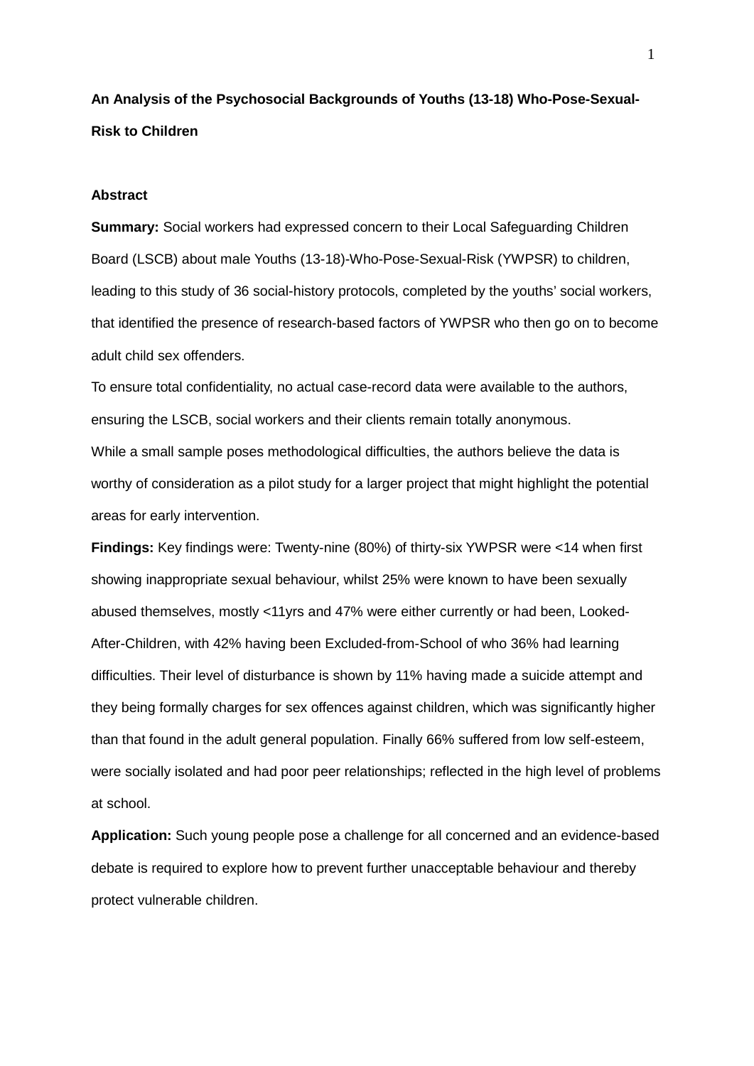**An Analysis of the Psychosocial Backgrounds of Youths (13-18) Who-Pose-Sexual-Risk to Children**

**Abstract**

**Summary:** Social workers had expressed concern to their Local Safeguarding Children Board (LSCB) about male Youths (13-18)-Who-Pose-Sexual-Risk (YWPSR) to children, leading to this study of 36 social-history protocols, completed by the youths' social workers, that identified the presence of research-based factors of YWPSR who then go on to become adult child sex offenders.

To ensure total confidentiality, no actual case-record data were available to the authors, ensuring the LSCB, social workers and their clients remain totally anonymous.

While a small sample poses methodological difficulties, the authors believe the data is worthy of consideration as a pilot study for a larger project that might highlight the potential areas for early intervention.

**Findings:** Key findings were: Twenty-nine (80%) of thirty-six YWPSR were <14 when first showing inappropriate sexual behaviour, whilst 25% were known to have been sexually abused themselves, mostly <11yrs and 47% were either currently or had been, Looked-After-Children, with 42% having been Excluded-from-School of who 36% had learning difficulties. Their level of disturbance is shown by 11% having made a suicide attempt and they being formally charges for sex offences against children, which was significantly higher than that found in the adult general population. Finally 66% suffered from low self-esteem, were socially isolated and had poor peer relationships; reflected in the high level of problems at school.

**Application:** Such young people pose a challenge for all concerned and an evidence-based debate is required to explore how to prevent further unacceptable behaviour and thereby protect vulnerable children.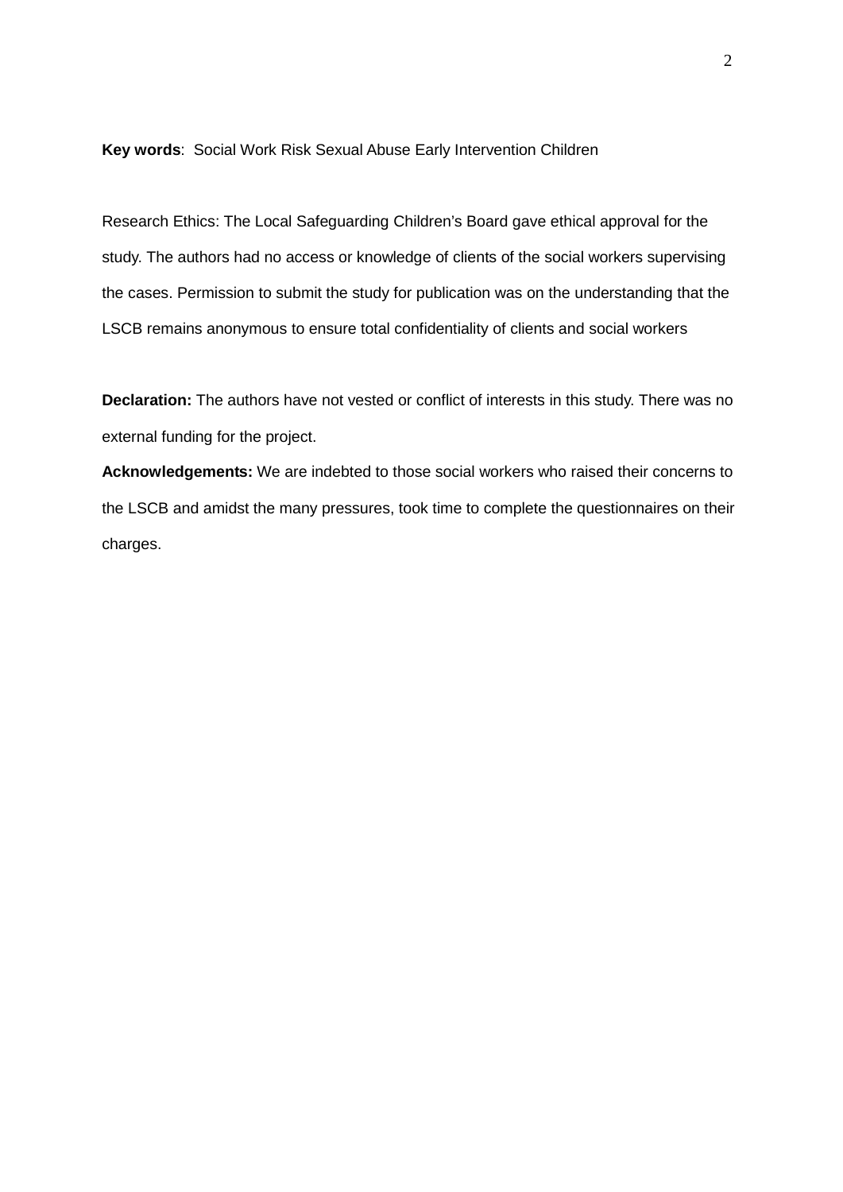**Key words**: Social Work Risk Sexual Abuse Early Intervention Children

Research Ethics: The Local Safeguarding Children's Board gave ethical approval for the study. The authors had no access or knowledge of clients of the social workers supervising the cases. Permission to submit the study for publication was on the understanding that the LSCB remains anonymous to ensure total confidentiality of clients and social workers

**Declaration:** The authors have not vested or conflict of interests in this study. There was no external funding for the project.

**Acknowledgements:** We are indebted to those social workers who raised their concerns to the LSCB and amidst the many pressures, took time to complete the questionnaires on their charges.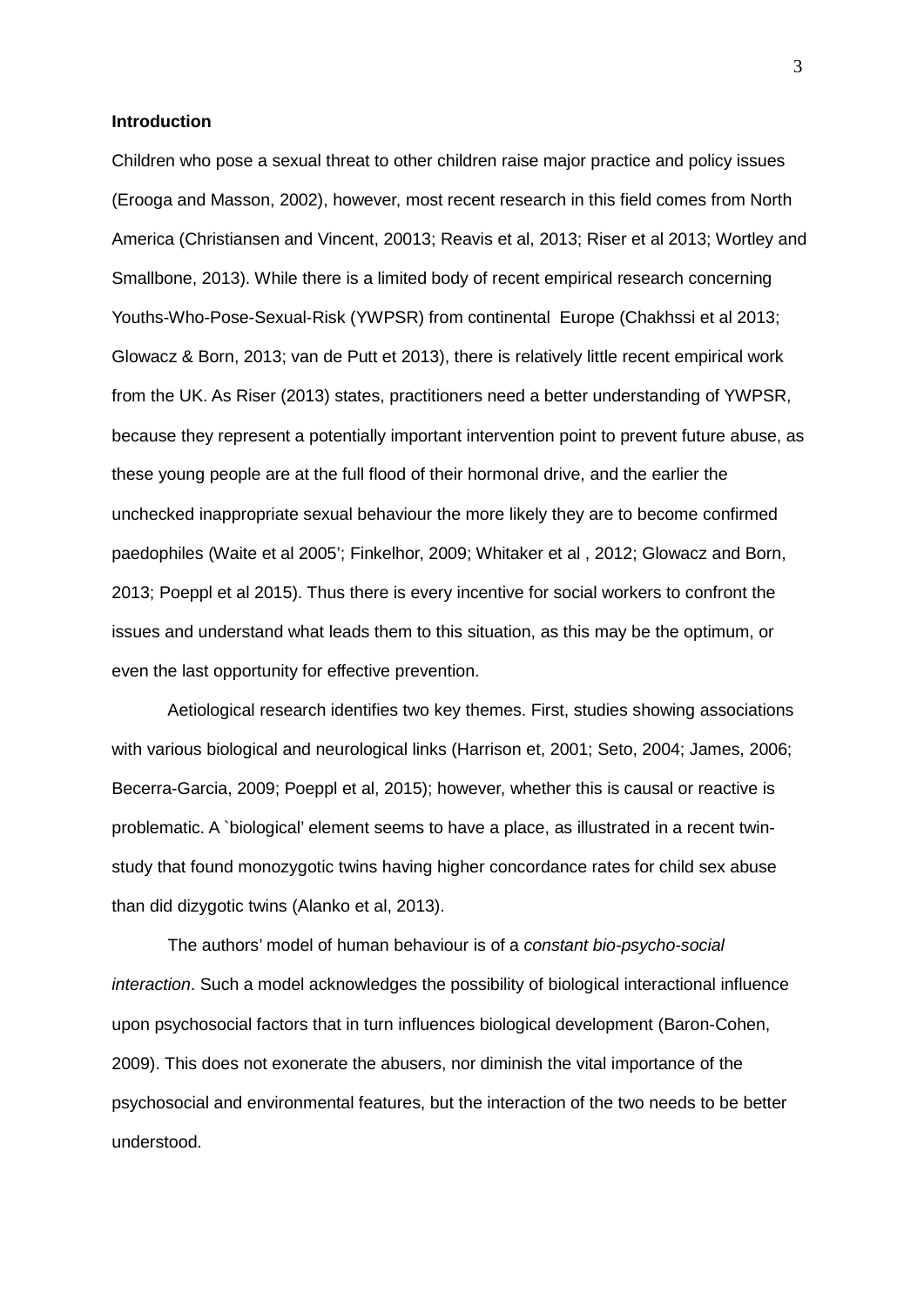**Introduction**

Children who pose a sexual threat to other children raise major practice and policy issues (Erooga and Masson, 2002), however, most recent research in this field comes from North America (Christiansen and Vincent, 20013; Reavis et al, 2013; Riser et al 2013; Wortley and Smallbone, 2013). While there is a limited body of recent empirical research concerning Youths-Who-Pose-Sexual-Risk (YWPSR) from continental Europe (Chakhssi et al 2013; Glowacz & Born, 2013; van de Putt et 2013), there is relatively little recent empirical work from the UK. As Riser (2013) states, practitioners need a better understanding of YWPSR, because they represent a potentially important intervention point to prevent future abuse, as these young people are at the full flood of their hormonal drive, and the earlier the unchecked inappropriate sexual behaviour the more likely they are to become confirmed paedophiles (Waite et al 2005'; Finkelhor, 2009; Whitaker et al , 2012; Glowacz and Born, 2013; Poeppl et al 2015). Thus there is every incentive for social workers to confront the issues and understand what leads them to this situation, as this may be the optimum, or even the last opportunity for effective prevention.

Aetiological research identifies two key themes. First, studies showing associations with various biological and neurological links (Harrison et, 2001; Seto, 2004; James, 2006; Becerra-Garcia, 2009; Poeppl et al, 2015); however, whether this is causal or reactive is problematic. A `biological' element seems to have a place, as illustrated in a recent twin-study that found monozygotic twins having higher concordance rates for child sex abuse than did dizygotic twins (Alanko et al, 2013).

The authors' model of human behaviour is of a *constant bio-psycho-social interaction*. Such a model acknowledges the possibility of biological interactional influence upon psychosocial factors that in turn influences biological development (Baron-Cohen, 2009). This does not exonerate the abusers, nor diminish the vital importance of the psychosocial and environmental features, but the interaction of the two needs to be better understood.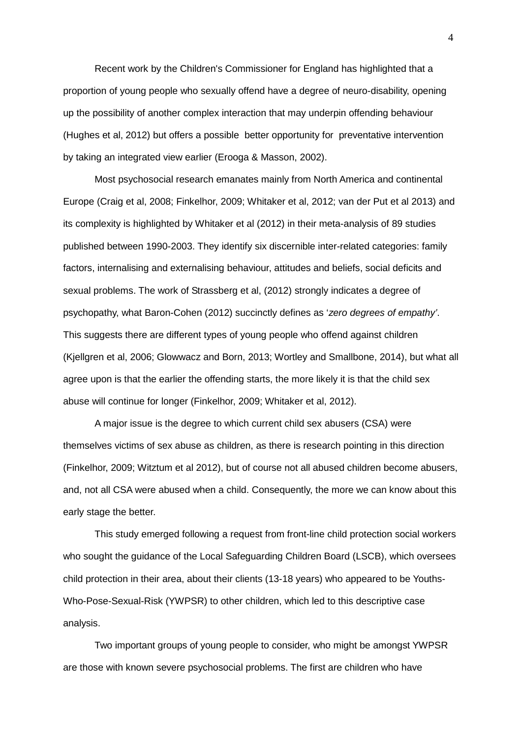Recent work by the Children's Commissioner for England has highlighted that a proportion of young people who sexually offend have a degree of neuro-disability, opening up the possibility of another complex interaction that may underpin offending behaviour (Hughes et al, 2012) but offers a possible better opportunity for preventative intervention by taking an integrated view earlier (Erooga & Masson, 2002).

Most psychosocial research emanates mainly from North America and continental Europe (Craig et al, 2008; Finkelhor, 2009; Whitaker et al, 2012; van der Put et al 2013) and its complexity is highlighted by Whitaker et al (2012) in their meta-analysis of 89 studies published between 1990-2003. They identify six discernible inter-related categories: family factors, internalising and externalising behaviour, attitudes and beliefs, social deficits and sexual problems. The work of Strassberg et al, (2012) strongly indicates a degree of psychopathy, what Baron-Cohen (2012) succinctly defines as '*zero degrees of empathy*'. This suggests there are different types of young people who offend against children (Kjellgren et al, 2006; Glowwacz and Born, 2013; Wortley and Smallbone, 2014), but what all agree upon is that the earlier the offending starts, the more likely it is that the child sex abuse will continue for longer (Finkelhor, 2009; Whitaker et al, 2012).

A major issue is the degree to which current child sex abusers (CSA) were themselves victims of sex abuse as children, as there is research pointing in this direction (Finkelhor, 2009; Witztum et al 2012), but of course not all abused children become abusers, and, not all CSA were abused when a child. Consequently, the more we can know about this early stage the better.

This study emerged following a request from front-line child protection social workers who sought the guidance of the Local Safeguarding Children Board (LSCB), which oversees child protection in their area, about their clients (13-18 years) who appeared to be Youths-Who-Pose-Sexual-Risk (YWPSR) to other children, which led to this descriptive case analysis.

Two important groups of young people to consider, who might be amongst YWPSR are those with known severe psychosocial problems. The first are children who have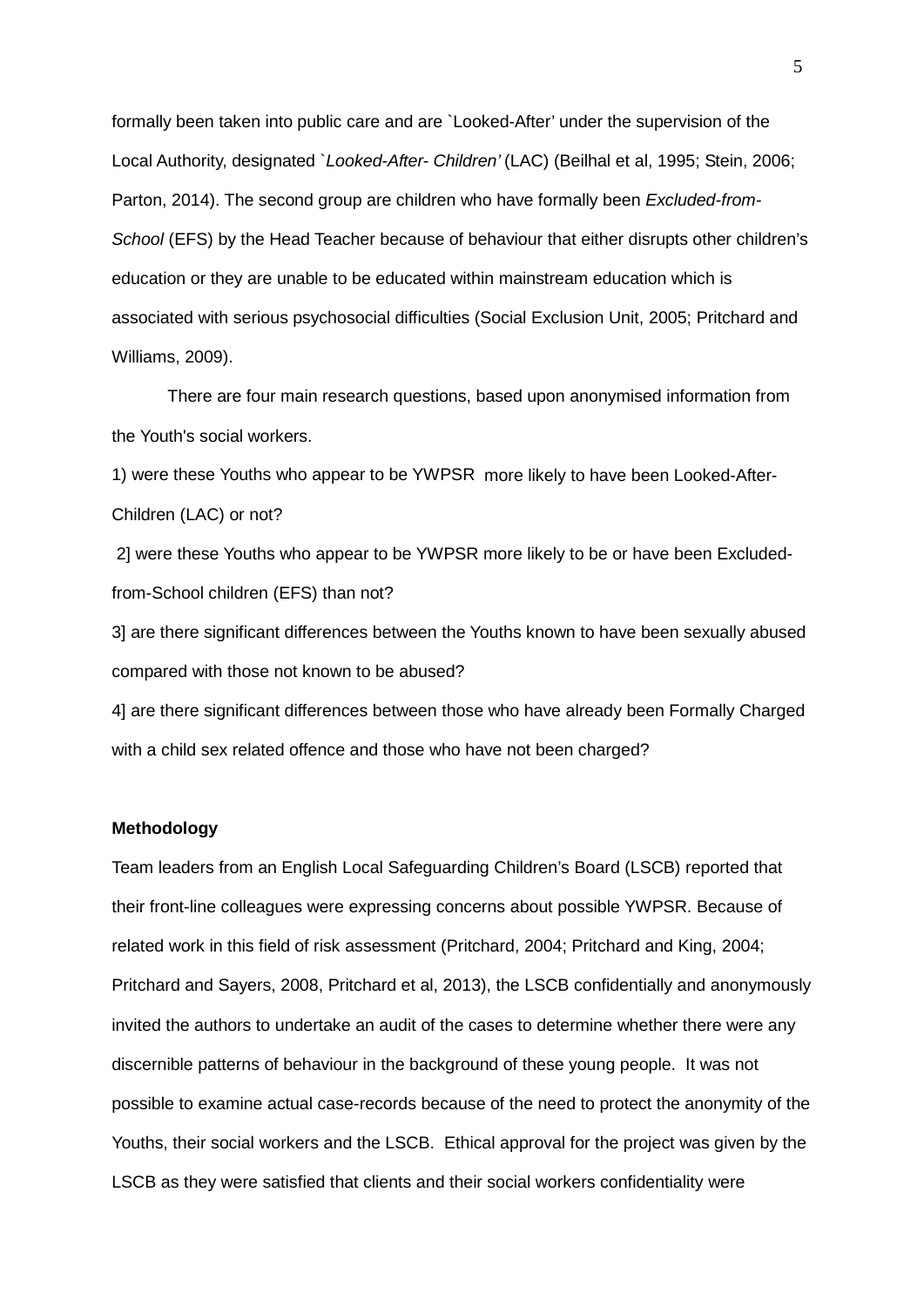formally been taken into public care and are `Looked-After' under the supervision of the Local Authority, designated `*Looked-After- Children'* (LAC) (Beilhal et al, 1995; Stein, 2006; Parton, 2014). The second group are children who have formally been *Excluded-from-School* (EFS) by the Head Teacher because of behaviour that either disrupts other children's education or they are unable to be educated within mainstream education which is associated with serious psychosocial difficulties (Social Exclusion Unit, 2005; Pritchard and Williams, 2009).

There are four main research questions, based upon anonymised information from the Youth's social workers.

1) were these Youths who appear to be YWPSR more likely to have been Looked-After-Children (LAC) or not?

2] were these Youths who appear to be YWPSR more likely to be or have been Excluded-from-School children (EFS) than not?

3] are there significant differences between the Youths known to have been sexually abused compared with those not known to be abused?

4] are there significant differences between those who have already been Formally Charged with a child sex related offence and those who have not been charged?

**Methodology**

Team leaders from an English Local Safeguarding Children's Board (LSCB) reported that their front-line colleagues were expressing concerns about possible YWPSR. Because of related work in this field of risk assessment (Pritchard, 2004; Pritchard and King, 2004; Pritchard and Sayers, 2008, Pritchard et al, 2013), the LSCB confidentially and anonymously invited the authors to undertake an audit of the cases to determine whether there were any discernible patterns of behaviour in the background of these young people. It was not possible to examine actual case-records because of the need to protect the anonymity of the Youths, their social workers and the LSCB. Ethical approval for the project was given by the LSCB as they were satisfied that clients and their social workers confidentiality were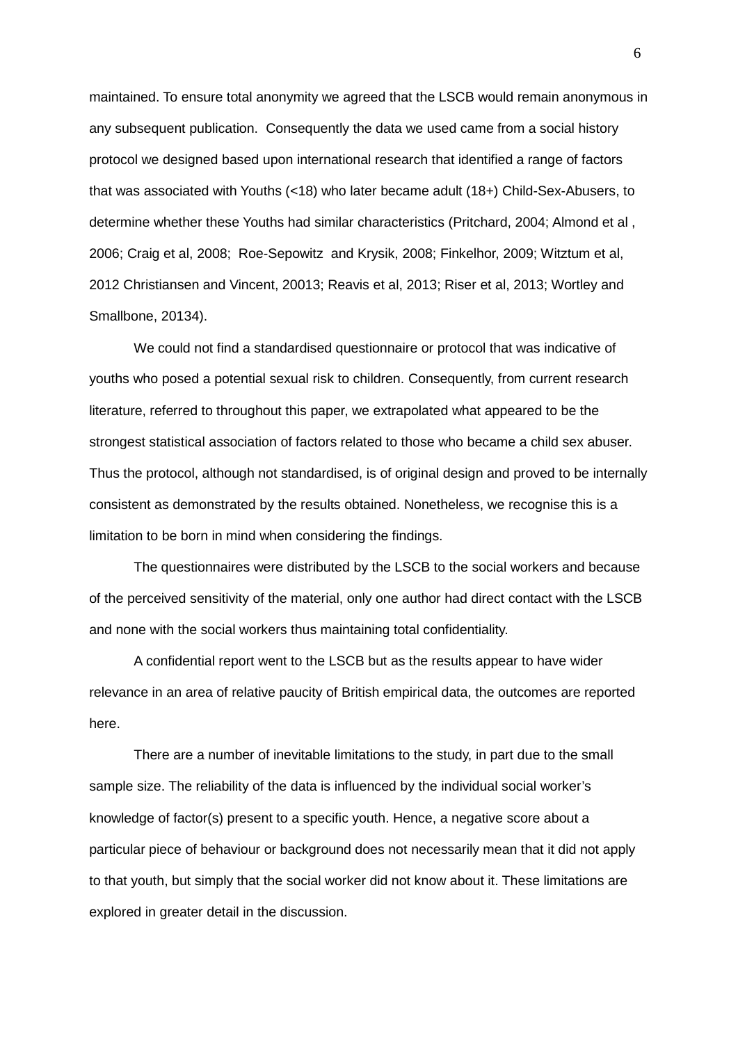maintained. To ensure total anonymity we agreed that the LSCB would remain anonymous in any subsequent publication. Consequently the data we used came from a social history protocol we designed based upon international research that identified a range of factors that was associated with Youths (<18) who later became adult (18+) Child-Sex-Abusers, to determine whether these Youths had similar characteristics (Pritchard, 2004; Almond et al , 2006; Craig et al, 2008; Roe-Sepowitz and Krysik, 2008; Finkelhor, 2009; Witztum et al, 2012 Christiansen and Vincent, 20013; Reavis et al, 2013; Riser et al, 2013; Wortley and Smallbone, 20134).

We could not find a standardised questionnaire or protocol that was indicative of youths who posed a potential sexual risk to children. Consequently, from current research literature, referred to throughout this paper, we extrapolated what appeared to be the strongest statistical association of factors related to those who became a child sex abuser. Thus the protocol, although not standardised, is of original design and proved to be internally consistent as demonstrated by the results obtained. Nonetheless, we recognise this is a limitation to be born in mind when considering the findings.

The questionnaires were distributed by the LSCB to the social workers and because of the perceived sensitivity of the material, only one author had direct contact with the LSCB and none with the social workers thus maintaining total confidentiality.

A confidential report went to the LSCB but as the results appear to have wider relevance in an area of relative paucity of British empirical data, the outcomes are reported here.

There are a number of inevitable limitations to the study, in part due to the small sample size. The reliability of the data is influenced by the individual social worker's knowledge of factor(s) present to a specific youth. Hence, a negative score about a particular piece of behaviour or background does not necessarily mean that it did not apply to that youth, but simply that the social worker did not know about it. These limitations are explored in greater detail in the discussion.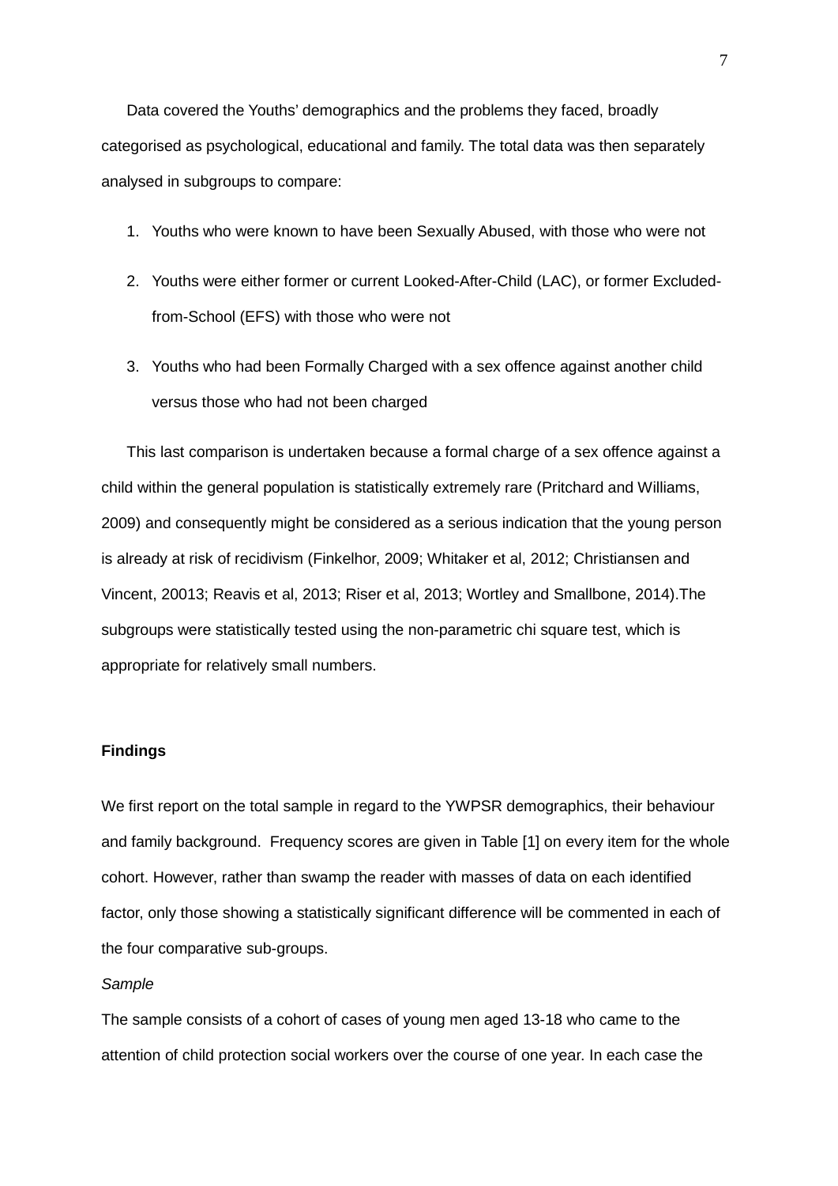Data covered the Youths' demographics and the problems they faced, broadly categorised as psychological, educational and family. The total data was then separately analysed in subgroups to compare:

1. Youths who were known to have been Sexually Abused, with those who were not
2. Youths were either former or current Looked-After-Child (LAC), or former Excluded-from-School (EFS) with those who were not
3. Youths who had been Formally Charged with a sex offence against another child versus those who had not been charged

This last comparison is undertaken because a formal charge of a sex offence against a child within the general population is statistically extremely rare (Pritchard and Williams, 2009) and consequently might be considered as a serious indication that the young person is already at risk of recidivism (Finkelhor, 2009; Whitaker et al, 2012; Christiansen and Vincent, 20013; Reavis et al, 2013; Riser et al, 2013; Wortley and Smallbone, 2014).The subgroups were statistically tested using the non-parametric chi square test, which is appropriate for relatively small numbers.

**Findings**

We first report on the total sample in regard to the YWPSR demographics, their behaviour and family background. Frequency scores are given in Table [1] on every item for the whole cohort. However, rather than swamp the reader with masses of data on each identified factor, only those showing a statistically significant difference will be commented in each of the four comparative sub-groups.

*Sample*

The sample consists of a cohort of cases of young men aged 13-18 who came to the attention of child protection social workers over the course of one year. In each case the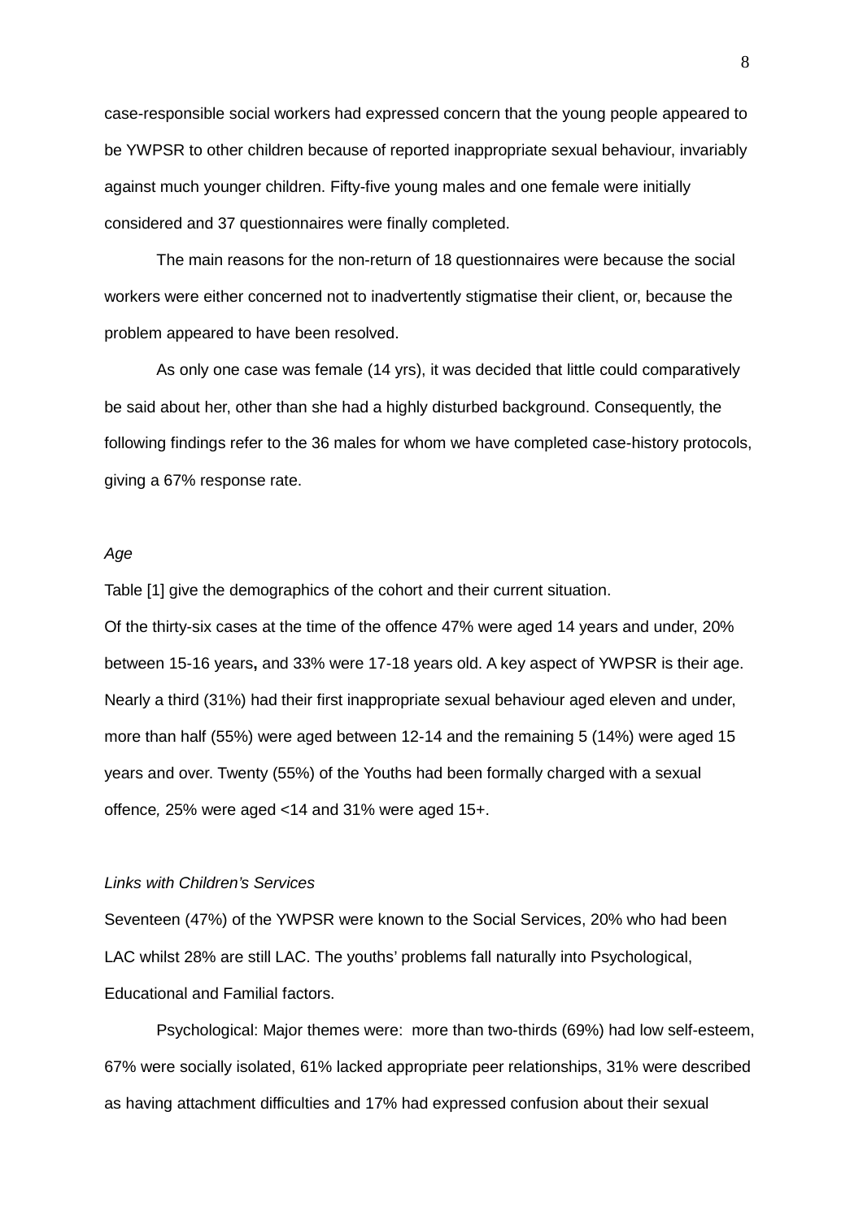case-responsible social workers had expressed concern that the young people appeared to be YWPSR to other children because of reported inappropriate sexual behaviour, invariably against much younger children. Fifty-five young males and one female were initially considered and 37 questionnaires were finally completed.

The main reasons for the non-return of 18 questionnaires were because the social workers were either concerned not to inadvertently stigmatise their client, or, because the problem appeared to have been resolved.

As only one case was female (14 yrs), it was decided that little could comparatively be said about her, other than she had a highly disturbed background. Consequently, the following findings refer to the 36 males for whom we have completed case-history protocols, giving a 67% response rate.

*Age*

Table [1] give the demographics of the cohort and their current situation.
Of the thirty-six cases at the time of the offence 47% were aged 14 years and under, 20% between 15-16 years**,** and 33% were 17-18 years old. A key aspect of YWPSR is their age. Nearly a third (31%) had their first inappropriate sexual behaviour aged eleven and under, more than half (55%) were aged between 12-14 and the remaining 5 (14%) were aged 15 years and over. Twenty (55%) of the Youths had been formally charged with a sexual offence*,* 25% were aged <14 and 31% were aged 15+.

*Links with Children's Services*

Seventeen (47%) of the YWPSR were known to the Social Services, 20% who had been LAC whilst 28% are still LAC. The youths' problems fall naturally into Psychological, Educational and Familial factors.

Psychological: Major themes were: more than two-thirds (69%) had low self-esteem, 67% were socially isolated, 61% lacked appropriate peer relationships, 31% were described as having attachment difficulties and 17% had expressed confusion about their sexual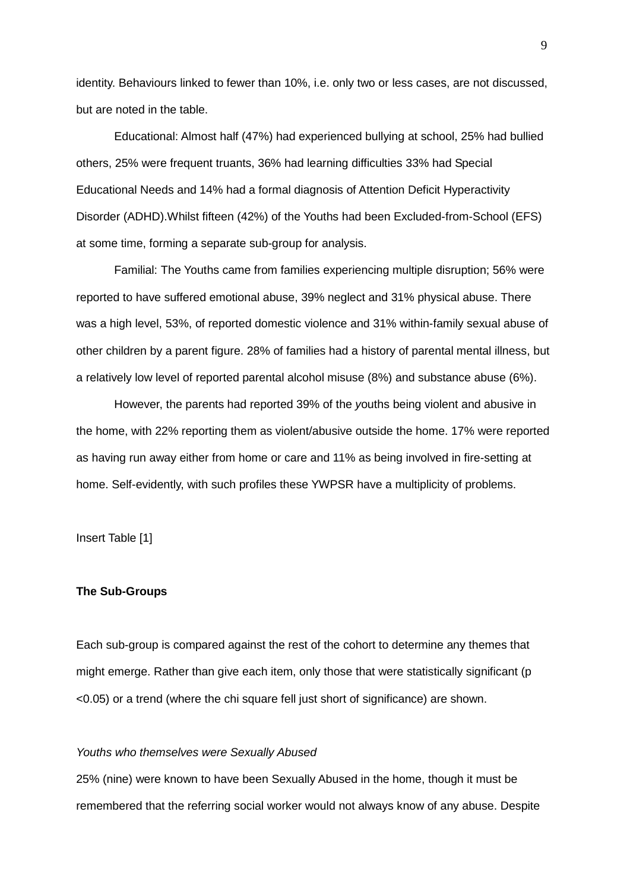identity. Behaviours linked to fewer than 10%, i.e. only two or less cases, are not discussed, but are noted in the table.

Educational: Almost half (47%) had experienced bullying at school, 25% had bullied others, 25% were frequent truants, 36% had learning difficulties 33% had Special Educational Needs and 14% had a formal diagnosis of Attention Deficit Hyperactivity Disorder (ADHD).Whilst fifteen (42%) of the Youths had been Excluded-from-School (EFS) at some time, forming a separate sub-group for analysis.

Familial: The Youths came from families experiencing multiple disruption; 56% were reported to have suffered emotional abuse, 39% neglect and 31% physical abuse. There was a high level, 53%, of reported domestic violence and 31% within-family sexual abuse of other children by a parent figure. 28% of families had a history of parental mental illness, but a relatively low level of reported parental alcohol misuse (8%) and substance abuse (6%).

However, the parents had reported 39% of the *y*ouths being violent and abusive in the home, with 22% reporting them as violent/abusive outside the home. 17% were reported as having run away either from home or care and 11% as being involved in fire-setting at home. Self-evidently, with such profiles these YWPSR have a multiplicity of problems.

Insert Table [1]

**The Sub-Groups**

Each sub-group is compared against the rest of the cohort to determine any themes that might emerge. Rather than give each item, only those that were statistically significant ($p < 0.05$) or a trend (where the chi square fell just short of significance) are shown.

*Youths who themselves were Sexually Abused*

25% (nine) were known to have been Sexually Abused in the home, though it must be remembered that the referring social worker would not always know of any abuse. Despite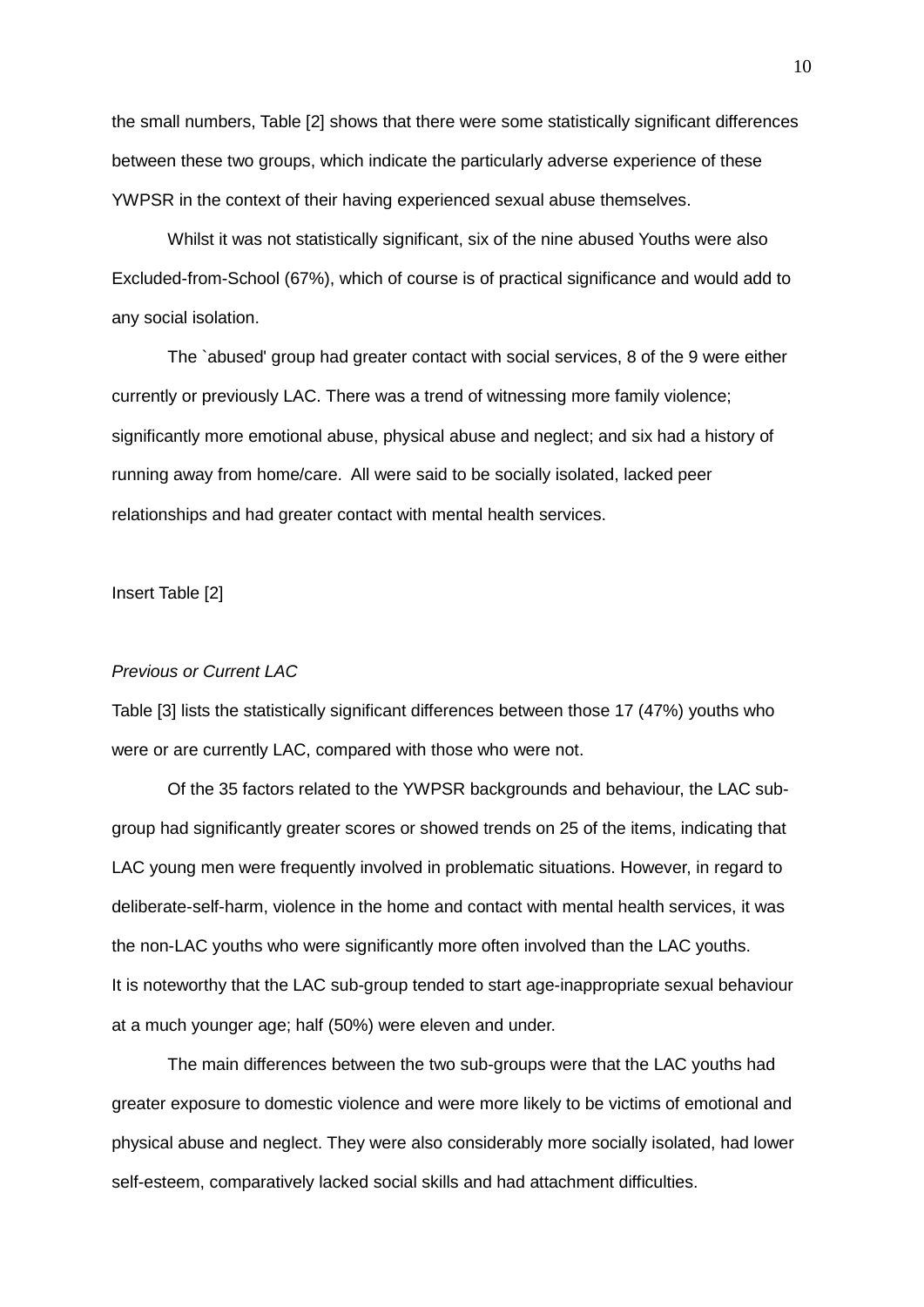the small numbers, Table [2] shows that there were some statistically significant differences between these two groups, which indicate the particularly adverse experience of these YWPSR in the context of their having experienced sexual abuse themselves.

Whilst it was not statistically significant, six of the nine abused Youths were also Excluded-from-School (67%), which of course is of practical significance and would add to any social isolation.

The `abused' group had greater contact with social services, 8 of the 9 were either currently or previously LAC. There was a trend of witnessing more family violence; significantly more emotional abuse, physical abuse and neglect; and six had a history of running away from home/care. All were said to be socially isolated, lacked peer relationships and had greater contact with mental health services.

Insert Table [2]

*Previous or Current LAC*

Table [3] lists the statistically significant differences between those 17 (47%) youths who were or are currently LAC, compared with those who were not.

Of the 35 factors related to the YWPSR backgrounds and behaviour, the LAC sub-group had significantly greater scores or showed trends on 25 of the items, indicating that LAC young men were frequently involved in problematic situations. However, in regard to deliberate-self-harm, violence in the home and contact with mental health services, it was the non-LAC youths who were significantly more often involved than the LAC youths. It is noteworthy that the LAC sub-group tended to start age-inappropriate sexual behaviour at a much younger age; half (50%) were eleven and under.

The main differences between the two sub-groups were that the LAC youths had greater exposure to domestic violence and were more likely to be victims of emotional and physical abuse and neglect. They were also considerably more socially isolated, had lower self-esteem, comparatively lacked social skills and had attachment difficulties.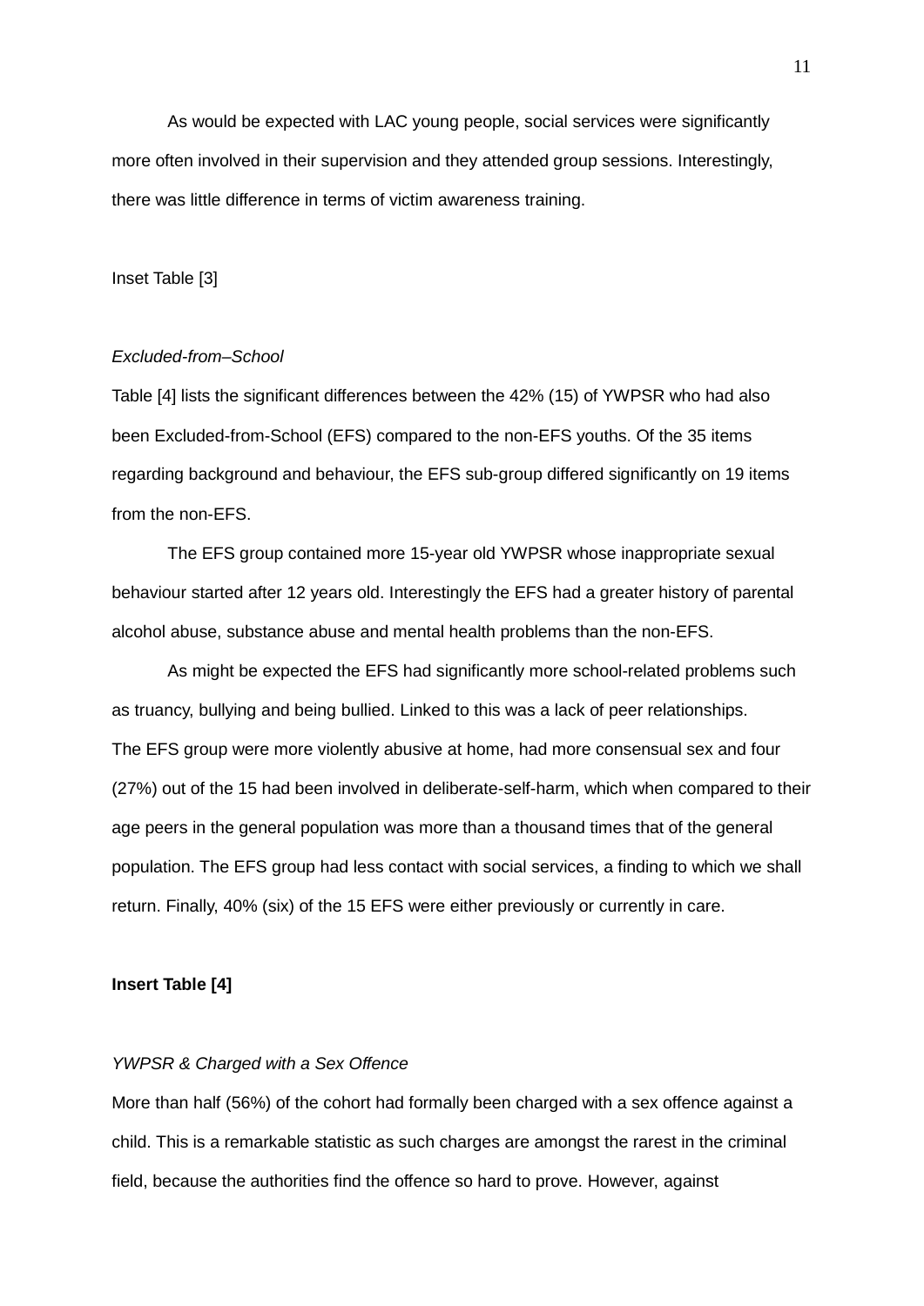As would be expected with LAC young people, social services were significantly more often involved in their supervision and they attended group sessions. Interestingly, there was little difference in terms of victim awareness training.

Inset Table [3]

*Excluded-from–School*

Table [4] lists the significant differences between the 42% (15) of YWPSR who had also been Excluded-from-School (EFS) compared to the non-EFS youths. Of the 35 items regarding background and behaviour, the EFS sub-group differed significantly on 19 items from the non-EFS.

The EFS group contained more 15-year old YWPSR whose inappropriate sexual behaviour started after 12 years old. Interestingly the EFS had a greater history of parental alcohol abuse, substance abuse and mental health problems than the non-EFS.

As might be expected the EFS had significantly more school-related problems such as truancy, bullying and being bullied. Linked to this was a lack of peer relationships. The EFS group were more violently abusive at home, had more consensual sex and four (27%) out of the 15 had been involved in deliberate-self-harm, which when compared to their age peers in the general population was more than a thousand times that of the general population. The EFS group had less contact with social services, a finding to which we shall return. Finally, 40% (six) of the 15 EFS were either previously or currently in care.

**Insert Table [4]**

*YWPSR & Charged with a Sex Offence*

More than half (56%) of the cohort had formally been charged with a sex offence against a child. This is a remarkable statistic as such charges are amongst the rarest in the criminal field, because the authorities find the offence so hard to prove. However, against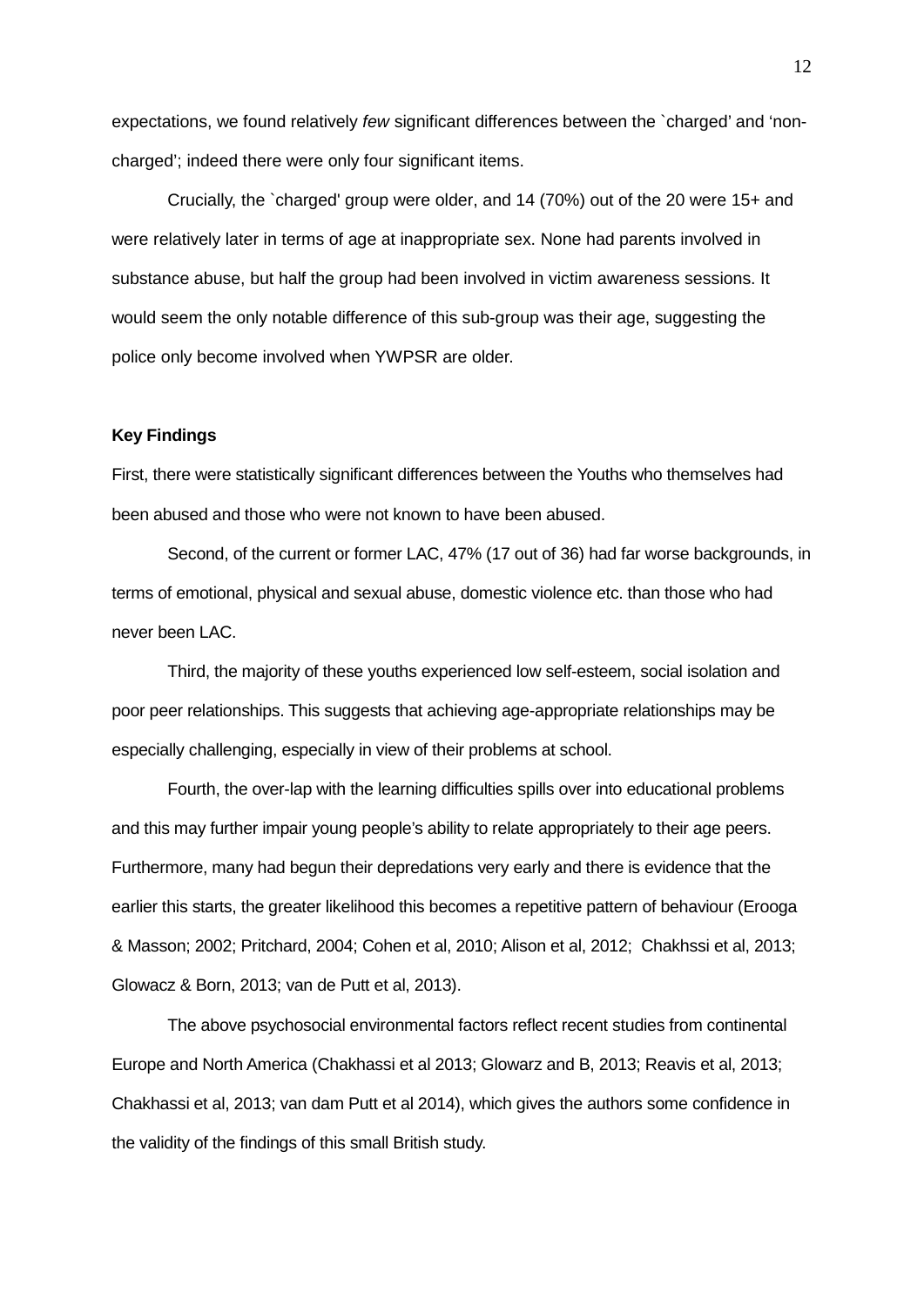expectations, we found relatively *few* significant differences between the `charged' and 'non-charged'; indeed there were only four significant items.

Crucially, the `charged' group were older, and 14 (70%) out of the 20 were 15+ and were relatively later in terms of age at inappropriate sex. None had parents involved in substance abuse, but half the group had been involved in victim awareness sessions. It would seem the only notable difference of this sub-group was their age, suggesting the police only become involved when YWPSR are older.

**Key Findings**

First, there were statistically significant differences between the Youths who themselves had been abused and those who were not known to have been abused.

Second, of the current or former LAC, 47% (17 out of 36) had far worse backgrounds, in terms of emotional, physical and sexual abuse, domestic violence etc. than those who had never been LAC.

Third, the majority of these youths experienced low self-esteem, social isolation and poor peer relationships. This suggests that achieving age-appropriate relationships may be especially challenging, especially in view of their problems at school.

Fourth, the over-lap with the learning difficulties spills over into educational problems and this may further impair young people's ability to relate appropriately to their age peers. Furthermore, many had begun their depredations very early and there is evidence that the earlier this starts, the greater likelihood this becomes a repetitive pattern of behaviour (Erooga & Masson; 2002; Pritchard, 2004; Cohen et al, 2010; Alison et al, 2012; Chakhssi et al, 2013; Glowacz & Born, 2013; van de Putt et al, 2013).

The above psychosocial environmental factors reflect recent studies from continental Europe and North America (Chakhassi et al 2013; Glowarz and B, 2013; Reavis et al, 2013; Chakhassi et al, 2013; van dam Putt et al 2014), which gives the authors some confidence in the validity of the findings of this small British study.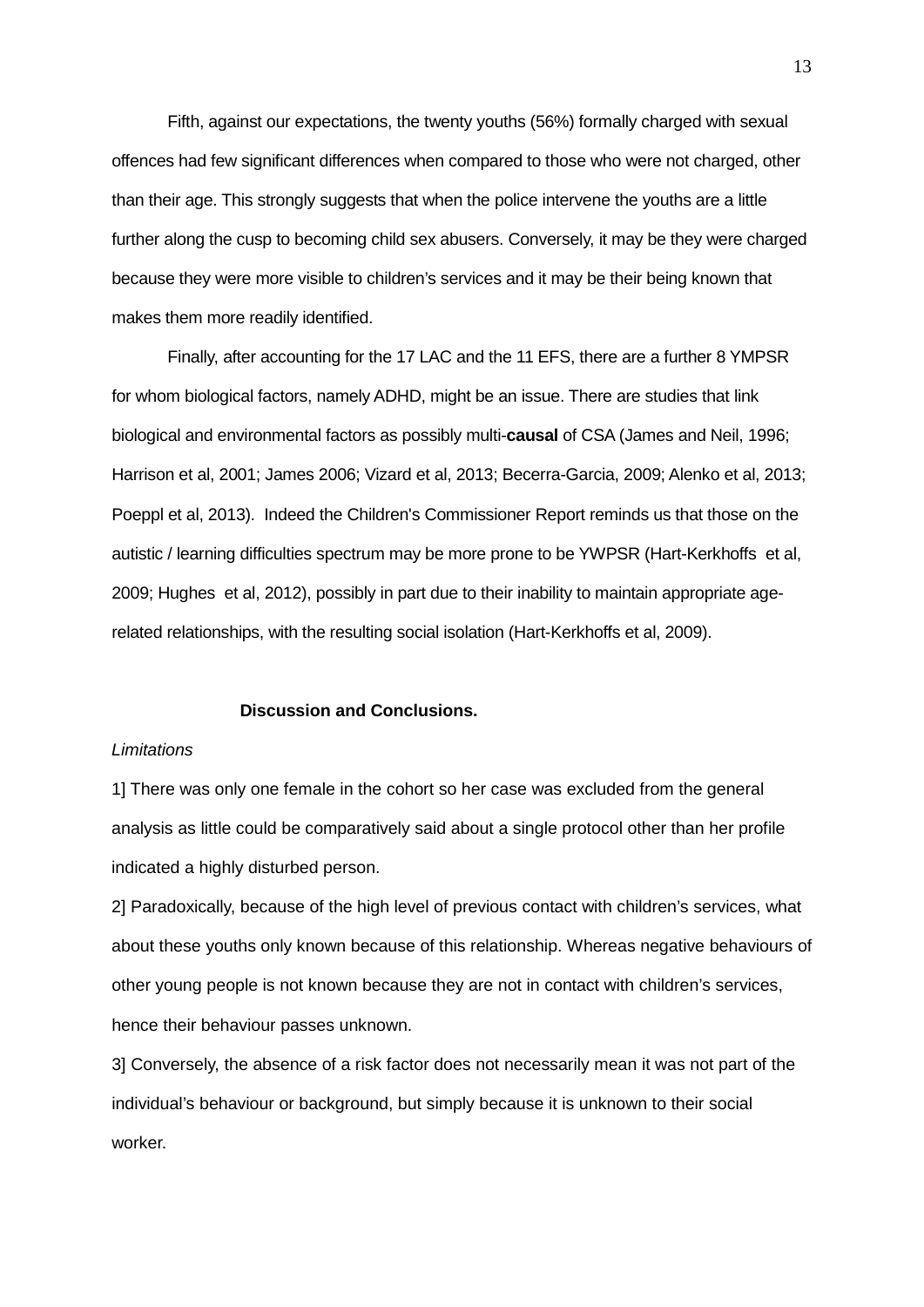Fifth, against our expectations, the twenty youths (56%) formally charged with sexual offences had few significant differences when compared to those who were not charged, other than their age. This strongly suggests that when the police intervene the youths are a little further along the cusp to becoming child sex abusers. Conversely, it may be they were charged because they were more visible to children's services and it may be their being known that makes them more readily identified.

Finally, after accounting for the 17 LAC and the 11 EFS, there are a further 8 YMPSR for whom biological factors, namely ADHD, might be an issue. There are studies that link biological and environmental factors as possibly multi-**causal** of CSA (James and Neil, 1996; Harrison et al, 2001; James 2006; Vizard et al, 2013; Becerra-Garcia, 2009; Alenko et al, 2013; Poeppl et al, 2013). Indeed the Children's Commissioner Report reminds us that those on the autistic / learning difficulties spectrum may be more prone to be YWPSR (Hart-Kerkhoffs et al, 2009; Hughes et al, 2012), possibly in part due to their inability to maintain appropriate age-related relationships, with the resulting social isolation (Hart-Kerkhoffs et al, 2009).

## Discussion and Conclusions.

*Limitations*

1] There was only one female in the cohort so her case was excluded from the general analysis as little could be comparatively said about a single protocol other than her profile indicated a highly disturbed person.

2] Paradoxically, because of the high level of previous contact with children's services, what about these youths only known because of this relationship. Whereas negative behaviours of other young people is not known because they are not in contact with children's services, hence their behaviour passes unknown.

3] Conversely, the absence of a risk factor does not necessarily mean it was not part of the individual's behaviour or background, but simply because it is unknown to their social worker.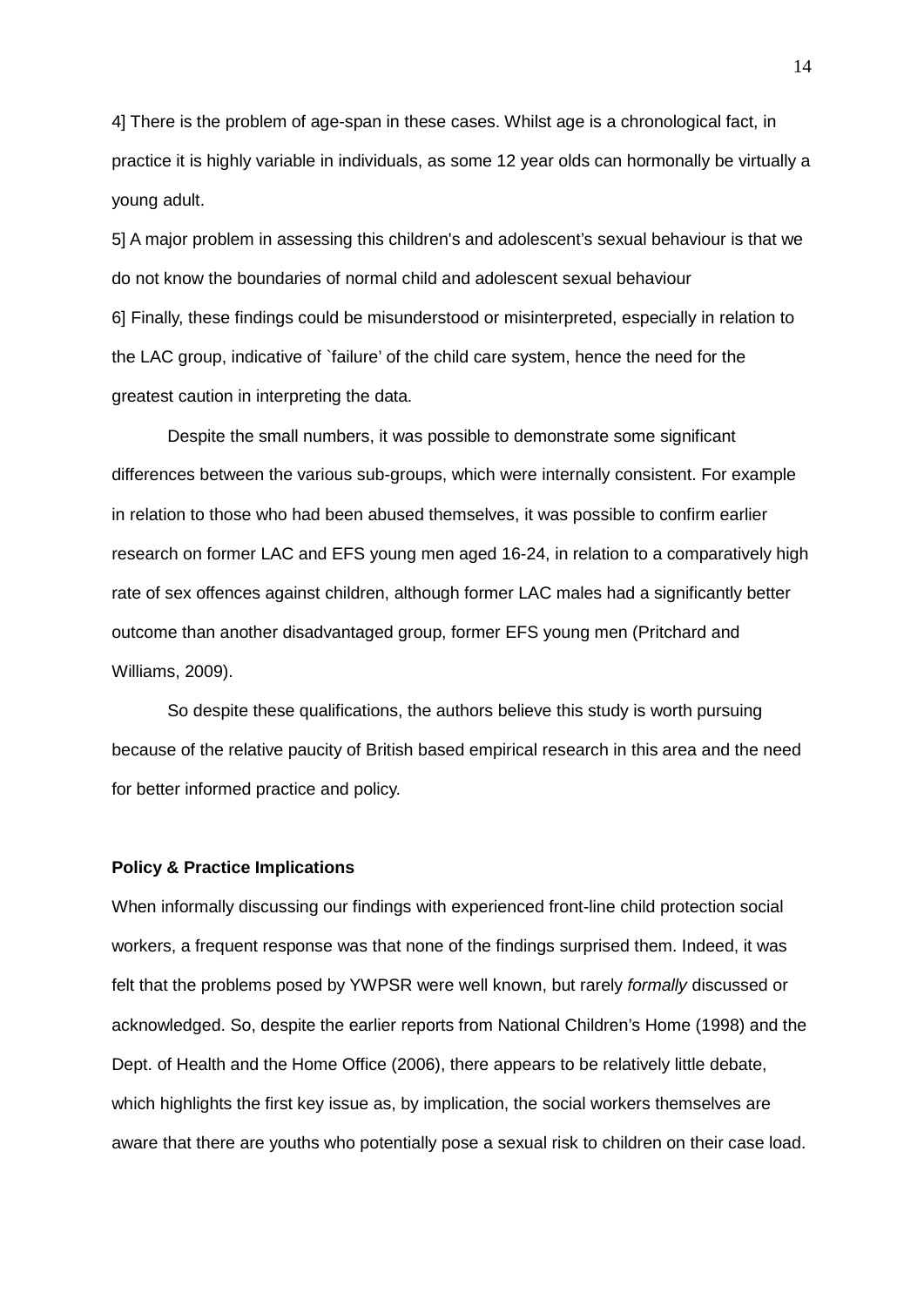4] There is the problem of age-span in these cases. Whilst age is a chronological fact, in practice it is highly variable in individuals, as some 12 year olds can hormonally be virtually a young adult.

5] A major problem in assessing this children's and adolescent's sexual behaviour is that we do not know the boundaries of normal child and adolescent sexual behaviour

6] Finally, these findings could be misunderstood or misinterpreted, especially in relation to the LAC group, indicative of `failure' of the child care system, hence the need for the greatest caution in interpreting the data.

Despite the small numbers, it was possible to demonstrate some significant differences between the various sub-groups, which were internally consistent. For example in relation to those who had been abused themselves, it was possible to confirm earlier research on former LAC and EFS young men aged 16-24, in relation to a comparatively high rate of sex offences against children, although former LAC males had a significantly better outcome than another disadvantaged group, former EFS young men (Pritchard and Williams, 2009).

So despite these qualifications, the authors believe this study is worth pursuing because of the relative paucity of British based empirical research in this area and the need for better informed practice and policy.

**Policy & Practice Implications**

When informally discussing our findings with experienced front-line child protection social workers, a frequent response was that none of the findings surprised them. Indeed, it was felt that the problems posed by YWPSR were well known, but rarely *formally* discussed or acknowledged. So, despite the earlier reports from National Children's Home (1998) and the Dept. of Health and the Home Office (2006), there appears to be relatively little debate, which highlights the first key issue as, by implication, the social workers themselves are aware that there are youths who potentially pose a sexual risk to children on their case load.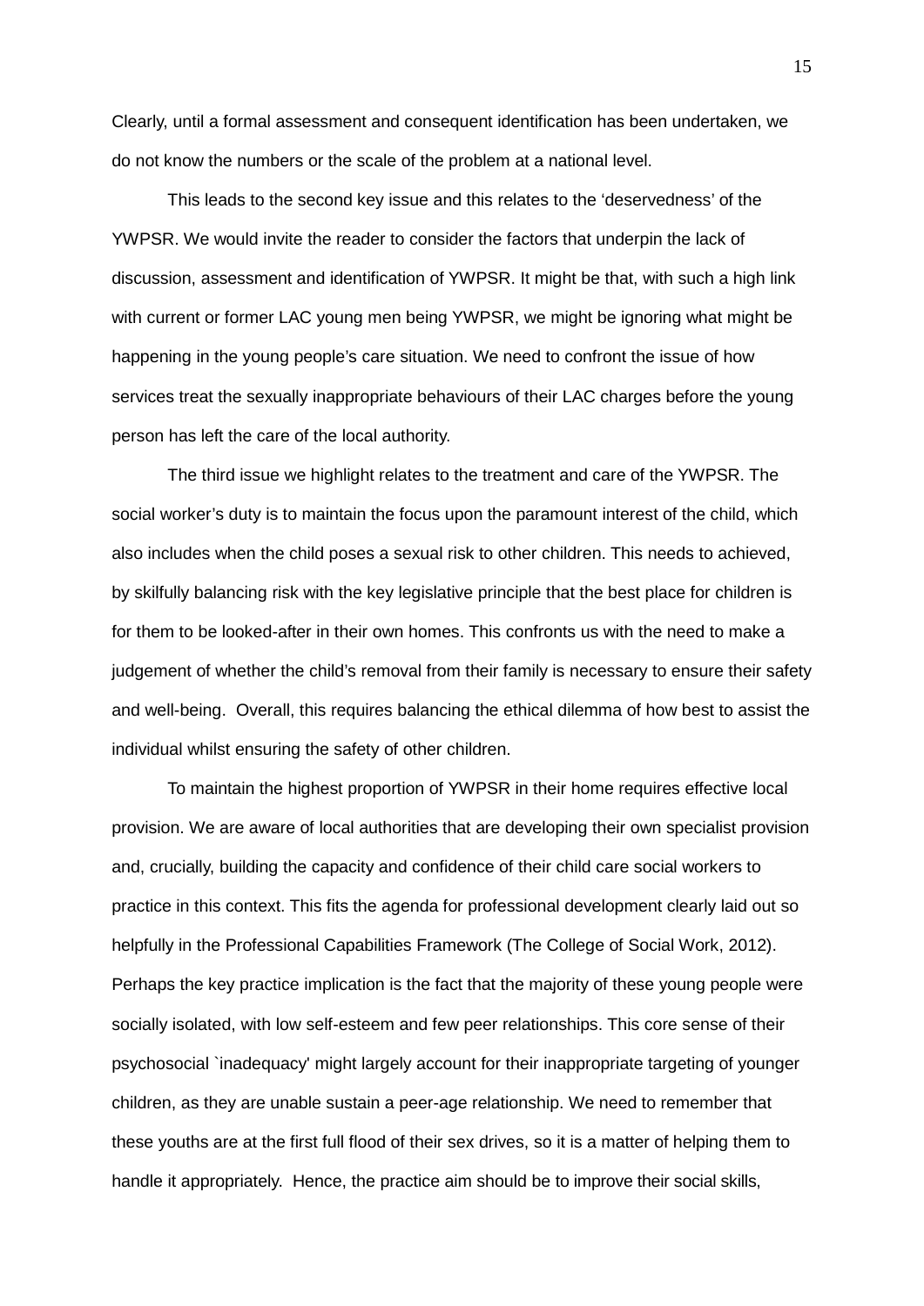Clearly, until a formal assessment and consequent identification has been undertaken, we do not know the numbers or the scale of the problem at a national level.

This leads to the second key issue and this relates to the 'deservedness' of the YWPSR. We would invite the reader to consider the factors that underpin the lack of discussion, assessment and identification of YWPSR. It might be that, with such a high link with current or former LAC young men being YWPSR, we might be ignoring what might be happening in the young people's care situation. We need to confront the issue of how services treat the sexually inappropriate behaviours of their LAC charges before the young person has left the care of the local authority.

The third issue we highlight relates to the treatment and care of the YWPSR. The social worker's duty is to maintain the focus upon the paramount interest of the child, which also includes when the child poses a sexual risk to other children. This needs to achieved, by skilfully balancing risk with the key legislative principle that the best place for children is for them to be looked-after in their own homes. This confronts us with the need to make a judgement of whether the child's removal from their family is necessary to ensure their safety and well-being. Overall, this requires balancing the ethical dilemma of how best to assist the individual whilst ensuring the safety of other children.

To maintain the highest proportion of YWPSR in their home requires effective local provision. We are aware of local authorities that are developing their own specialist provision and, crucially, building the capacity and confidence of their child care social workers to practice in this context. This fits the agenda for professional development clearly laid out so helpfully in the Professional Capabilities Framework (The College of Social Work, 2012). Perhaps the key practice implication is the fact that the majority of these young people were socially isolated, with low self-esteem and few peer relationships. This core sense of their psychosocial `inadequacy' might largely account for their inappropriate targeting of younger children, as they are unable sustain a peer-age relationship. We need to remember that these youths are at the first full flood of their sex drives, so it is a matter of helping them to handle it appropriately. Hence, the practice aim should be to improve their social skills,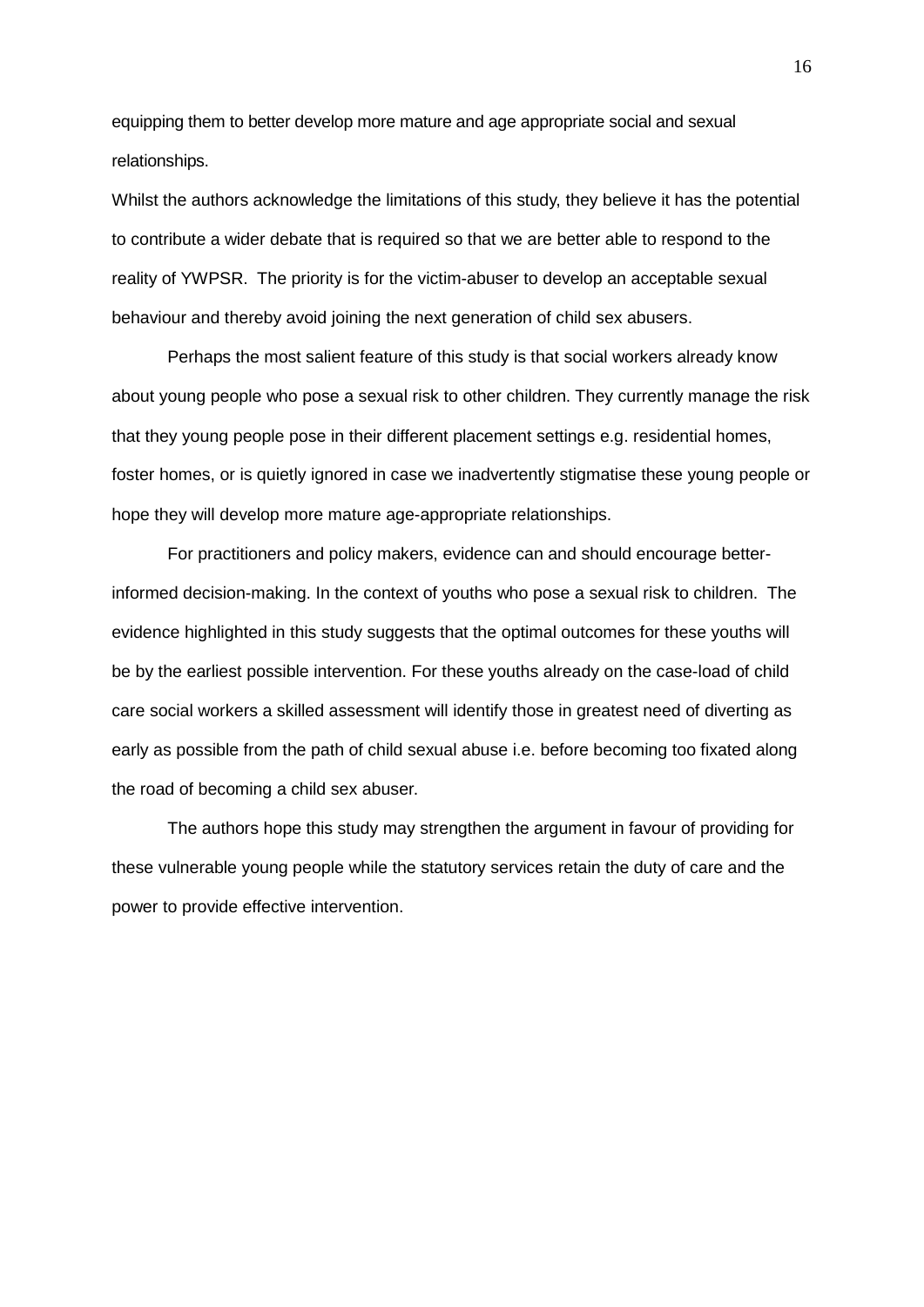equipping them to better develop more mature and age appropriate social and sexual relationships.

Whilst the authors acknowledge the limitations of this study, they believe it has the potential to contribute a wider debate that is required so that we are better able to respond to the reality of YWPSR. The priority is for the victim-abuser to develop an acceptable sexual behaviour and thereby avoid joining the next generation of child sex abusers.

Perhaps the most salient feature of this study is that social workers already know about young people who pose a sexual risk to other children. They currently manage the risk that they young people pose in their different placement settings e.g. residential homes, foster homes, or is quietly ignored in case we inadvertently stigmatise these young people or hope they will develop more mature age-appropriate relationships.

For practitioners and policy makers, evidence can and should encourage better-informed decision-making. In the context of youths who pose a sexual risk to children. The evidence highlighted in this study suggests that the optimal outcomes for these youths will be by the earliest possible intervention. For these youths already on the case-load of child care social workers a skilled assessment will identify those in greatest need of diverting as early as possible from the path of child sexual abuse i.e. before becoming too fixated along the road of becoming a child sex abuser.

The authors hope this study may strengthen the argument in favour of providing for these vulnerable young people while the statutory services retain the duty of care and the power to provide effective intervention.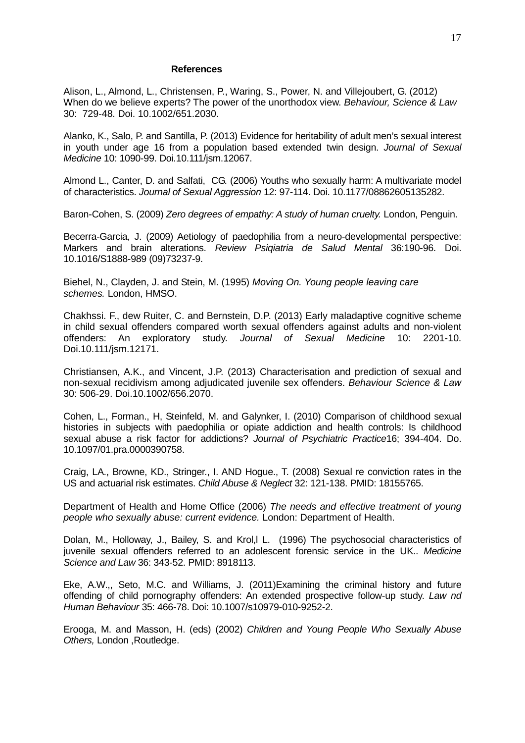**References**

Alison, L., Almond, L., Christensen, P., Waring, S., Power, N. and Villejoubert, G. (2012) When do we believe experts? The power of the unorthodox view. *Behaviour, Science & Law* 30: 729-48. Doi. 10.1002/651.2030.

Alanko, K., Salo, P. and Santilla, P. (2013) Evidence for heritability of adult men's sexual interest in youth under age 16 from a population based extended twin design. *Journal of Sexual Medicine* 10: 1090-99. Doi.10.111/jsm.12067.

Almond L., Canter, D. and Salfati, CG. (2006) Youths who sexually harm: A multivariate model of characteristics. *Journal of Sexual Aggression* 12: 97-114. Doi. 10.1177/08862605135282.

Baron-Cohen, S. (2009) *Zero degrees of empathy: A study of human cruelty.* London, Penguin.

Becerra-Garcia, J. (2009) Aetiology of paedophilia from a neuro-developmental perspective: Markers and brain alterations. *Review Psiqiatria de Salud Mental* 36:190-96. Doi. 10.1016/S1888-989 (09)73237-9.

Biehel, N., Clayden, J. and Stein, M. (1995) *Moving On. Young people leaving care schemes.* London, HMSO.

Chakhssi. F., dew Ruiter, C. and Bernstein, D.P. (2013) Early maladaptive cognitive scheme in child sexual offenders compared worth sexual offenders against adults and non-violent offenders: An exploratory study. *Journal of Sexual Medicine* 10: 2201-10. Doi.10.111/jsm.12171.

Christiansen, A.K., and Vincent, J.P. (2013) Characterisation and prediction of sexual and non-sexual recidivism among adjudicated juvenile sex offenders. *Behaviour Science & Law* 30: 506-29. Doi.10.1002/656.2070.

Cohen, L., Forman., H, Steinfeld, M. and Galynker, I. (2010) Comparison of childhood sexual histories in subjects with paedophilia or opiate addiction and health controls: Is childhood sexual abuse a risk factor for addictions? *Journal of Psychiatric Practice*16; 394-404. Do. 10.1097/01.pra.0000390758.

Craig, LA., Browne, KD., Stringer., I. AND Hogue., T. (2008) Sexual re conviction rates in the US and actuarial risk estimates. *Child Abuse & Neglect* 32: 121-138. PMID: 18155765.

Department of Health and Home Office (2006) *The needs and effective treatment of young people who sexually abuse: current evidence.* London: Department of Health.

Dolan, M., Holloway, J., Bailey, S. and Krol,l L. (1996) The psychosocial characteristics of juvenile sexual offenders referred to an adolescent forensic service in the UK.. *Medicine Science and Law* 36: 343-52. PMID: 8918113.

Eke, A.W.,, Seto, M.C. and Williams, J. (2011)Examining the criminal history and future offending of child pornography offenders: An extended prospective follow-up study. *Law nd Human Behaviour* 35: 466-78. Doi: 10.1007/s10979-010-9252-2.

Erooga, M. and Masson, H. (eds) (2002) *Children and Young People Who Sexually Abuse Others,* London ,Routledge.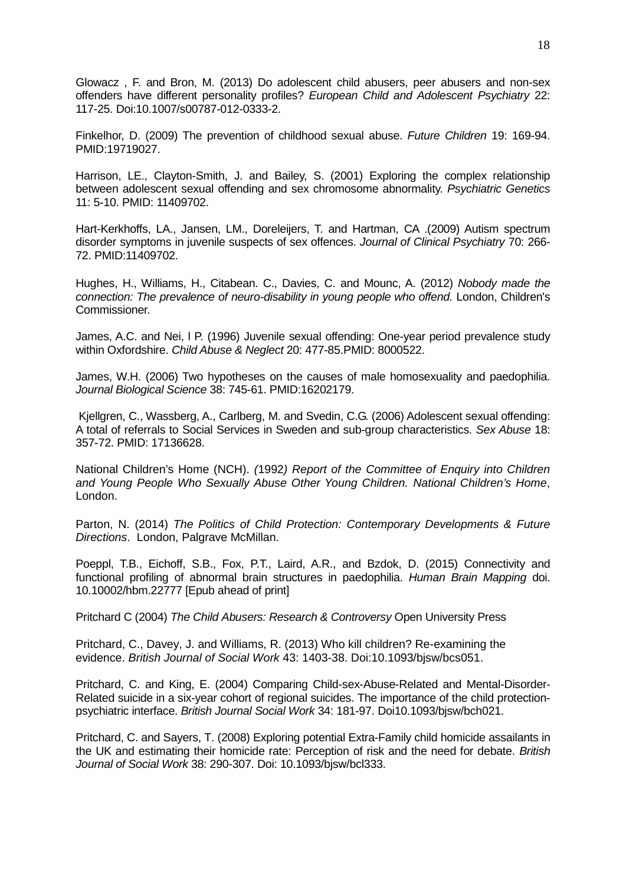Glowacz , F. and Bron, M. (2013) Do adolescent child abusers, peer abusers and non-sex offenders have different personality profiles? *European Child and Adolescent Psychiatry* 22: 117-25. Doi:10.1007/s00787-012-0333-2.

Finkelhor, D. (2009) The prevention of childhood sexual abuse. *Future Children* 19: 169-94. PMID:19719027.

Harrison, LE., Clayton-Smith, J. and Bailey, S. (2001) Exploring the complex relationship between adolescent sexual offending and sex chromosome abnormality. *Psychiatric Genetics* 11: 5-10. PMID: 11409702.

Hart-Kerkhoffs, LA., Jansen, LM., Doreleijers, T. and Hartman, CA .(2009) Autism spectrum disorder symptoms in juvenile suspects of sex offences. *Journal of Clinical Psychiatry* 70: 266-72. PMID:11409702.

Hughes, H., Williams, H., Citabean. C., Davies, C. and Mounc, A. (2012) *Nobody made the connection: The prevalence of neuro-disability in young people who offend.* London, Children's Commissioner.

James, A.C. and Nei, l P. (1996) Juvenile sexual offending: One-year period prevalence study within Oxfordshire. *Child Abuse & Neglect* 20: 477-85.PMID: 8000522.

James, W.H. (2006) Two hypotheses on the causes of male homosexuality and paedophilia. *Journal Biological Science* 38: 745-61. PMID:16202179.

Kjellgren, C., Wassberg, A., Carlberg, M. and Svedin, C.G. (2006) Adolescent sexual offending: A total of referrals to Social Services in Sweden and sub-group characteristics. *Sex Abuse* 18: 357-72. PMID: 17136628.

National Children's Home (NCH). *(*1992*) Report of the Committee of Enquiry into Children and Young People Who Sexually Abuse Other Young Children. National Children's Home*, London.

Parton, N. (2014) *The Politics of Child Protection: Contemporary Developments & Future Directions*. London, Palgrave McMillan.

Poeppl, T.B., Eichoff, S.B., Fox, P.T., Laird, A.R., and Bzdok, D. (2015) Connectivity and functional profiling of abnormal brain structures in paedophilia. *Human Brain Mapping* doi. 10.10002/hbm.22777 [Epub ahead of print]

Pritchard C (2004) *The Child Abusers: Research & Controversy* Open University Press

Pritchard, C., Davey, J. and Williams, R. (2013) Who kill children? Re-examining the evidence. *British Journal of Social Work* 43: 1403-38. Doi:10.1093/bjsw/bcs051.

Pritchard, C. and King, E. (2004) Comparing Child-sex-Abuse-Related and Mental-Disorder-Related suicide in a six-year cohort of regional suicides. The importance of the child protection-psychiatric interface. *British Journal Social Work* 34: 181-97. Doi10.1093/bjsw/bch021.

Pritchard, C. and Sayers, T. (2008) Exploring potential Extra-Family child homicide assailants in the UK and estimating their homicide rate: Perception of risk and the need for debate. *British Journal of Social Work* 38: 290-307. Doi: 10.1093/bjsw/bcl333.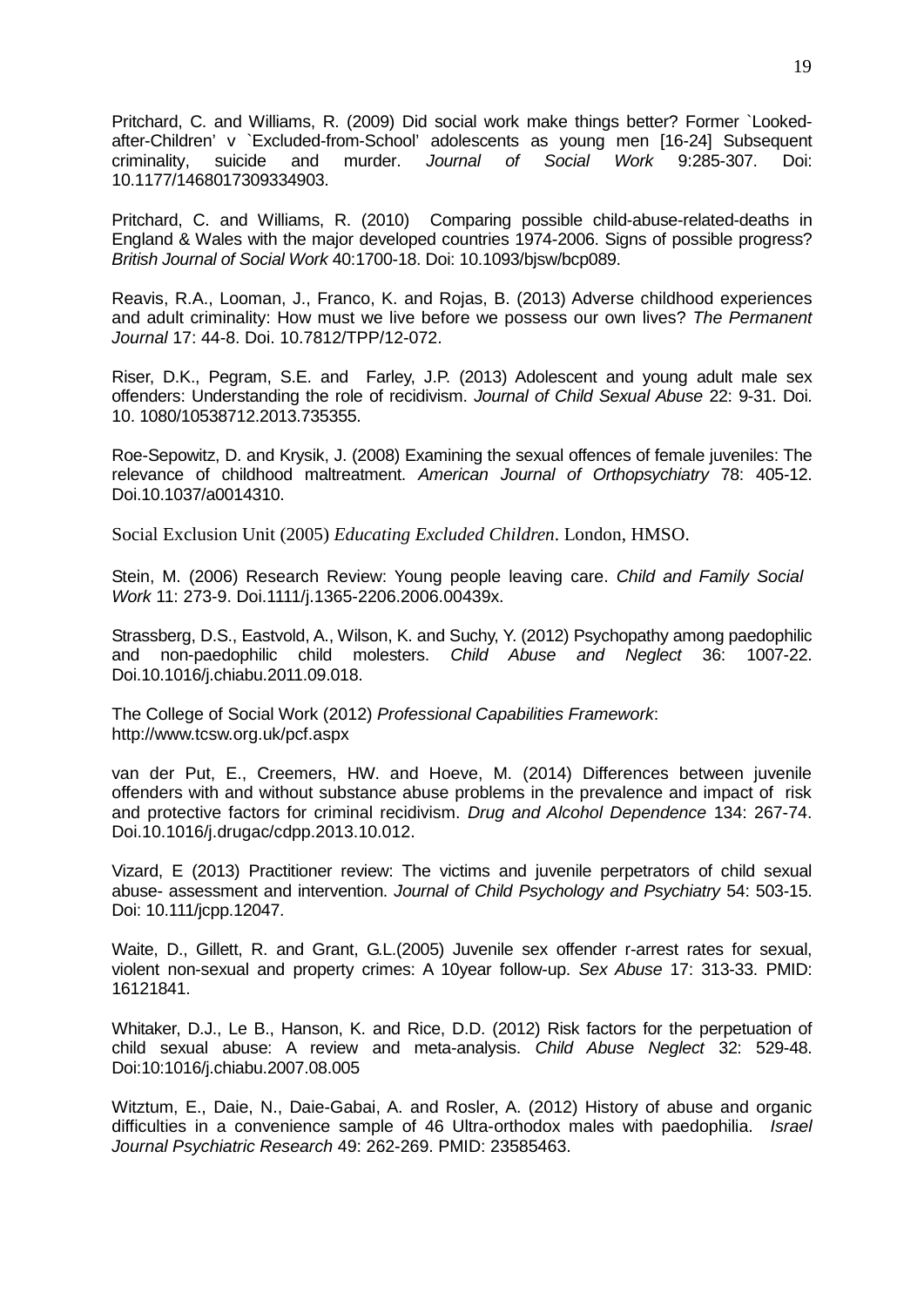Pritchard, C. and Williams, R. (2009) Did social work make things better? Former `Looked-after-Children' v `Excluded-from-School' adolescents as young men [16-24] Subsequent criminality, suicide and murder. *Journal of Social Work* 9:285-307. Doi: 10.1177/1468017309334903.

Pritchard, C. and Williams, R. (2010) Comparing possible child-abuse-related-deaths in England & Wales with the major developed countries 1974-2006. Signs of possible progress? *British Journal of Social Work* 40:1700-18. Doi: 10.1093/bjsw/bcp089.

Reavis, R.A., Looman, J., Franco, K. and Rojas, B. (2013) Adverse childhood experiences and adult criminality: How must we live before we possess our own lives? *The Permanent Journal* 17: 44-8. Doi. 10.7812/TPP/12-072.

Riser, D.K., Pegram, S.E. and Farley, J.P. (2013) Adolescent and young adult male sex offenders: Understanding the role of recidivism. *Journal of Child Sexual Abuse* 22: 9-31. Doi. 10. 1080/10538712.2013.735355.

Roe-Sepowitz, D. and Krysik, J. (2008) Examining the sexual offences of female juveniles: The relevance of childhood maltreatment. *American Journal of Orthopsychiatry* 78: 405-12. Doi.10.1037/a0014310.

Social Exclusion Unit (2005) *Educating Excluded Children*. London, HMSO.

Stein, M. (2006) Research Review: Young people leaving care. *Child and Family Social Work* 11: 273-9. Doi.1111/j.1365-2206.2006.00439x.

Strassberg, D.S., Eastvold, A., Wilson, K. and Suchy, Y. (2012) Psychopathy among paedophilic and non-paedophilic child molesters. *Child Abuse and Neglect* 36: 1007-22. Doi.10.1016/j.chiabu.2011.09.018.

The College of Social Work (2012) *Professional Capabilities Framework*: http://www.tcsw.org.uk/pcf.aspx

van der Put, E., Creemers, HW. and Hoeve, M. (2014) Differences between juvenile offenders with and without substance abuse problems in the prevalence and impact of risk and protective factors for criminal recidivism. *Drug and Alcohol Dependence* 134: 267-74. Doi.10.1016/j.drugac/cdpp.2013.10.012.

Vizard, E (2013) Practitioner review: The victims and juvenile perpetrators of child sexual abuse- assessment and intervention. *Journal of Child Psychology and Psychiatry* 54: 503-15. Doi: 10.111/jcpp.12047.

Waite, D., Gillett, R. and Grant, G.L.(2005) Juvenile sex offender r-arrest rates for sexual, violent non-sexual and property crimes: A 10year follow-up. *Sex Abuse* 17: 313-33. PMID: 16121841.

Whitaker, D.J., Le B., Hanson, K. and Rice, D.D. (2012) Risk factors for the perpetuation of child sexual abuse: A review and meta-analysis. *Child Abuse Neglect* 32: 529-48. Doi:10:1016/j.chiabu.2007.08.005

Witztum, E., Daie, N., Daie-Gabai, A. and Rosler, A. (2012) History of abuse and organic difficulties in a convenience sample of 46 Ultra-orthodox males with paedophilia. *Israel Journal Psychiatric Research* 49: 262-269. PMID: 23585463.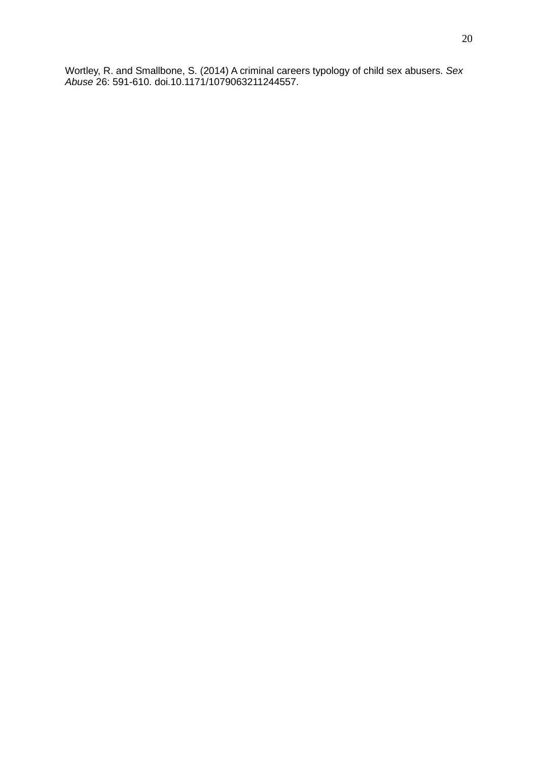Wortley, R. and Smallbone, S. (2014) A criminal careers typology of child sex abusers. *Sex Abuse* 26: 591-610. doi.10.1171/1079063211244557.